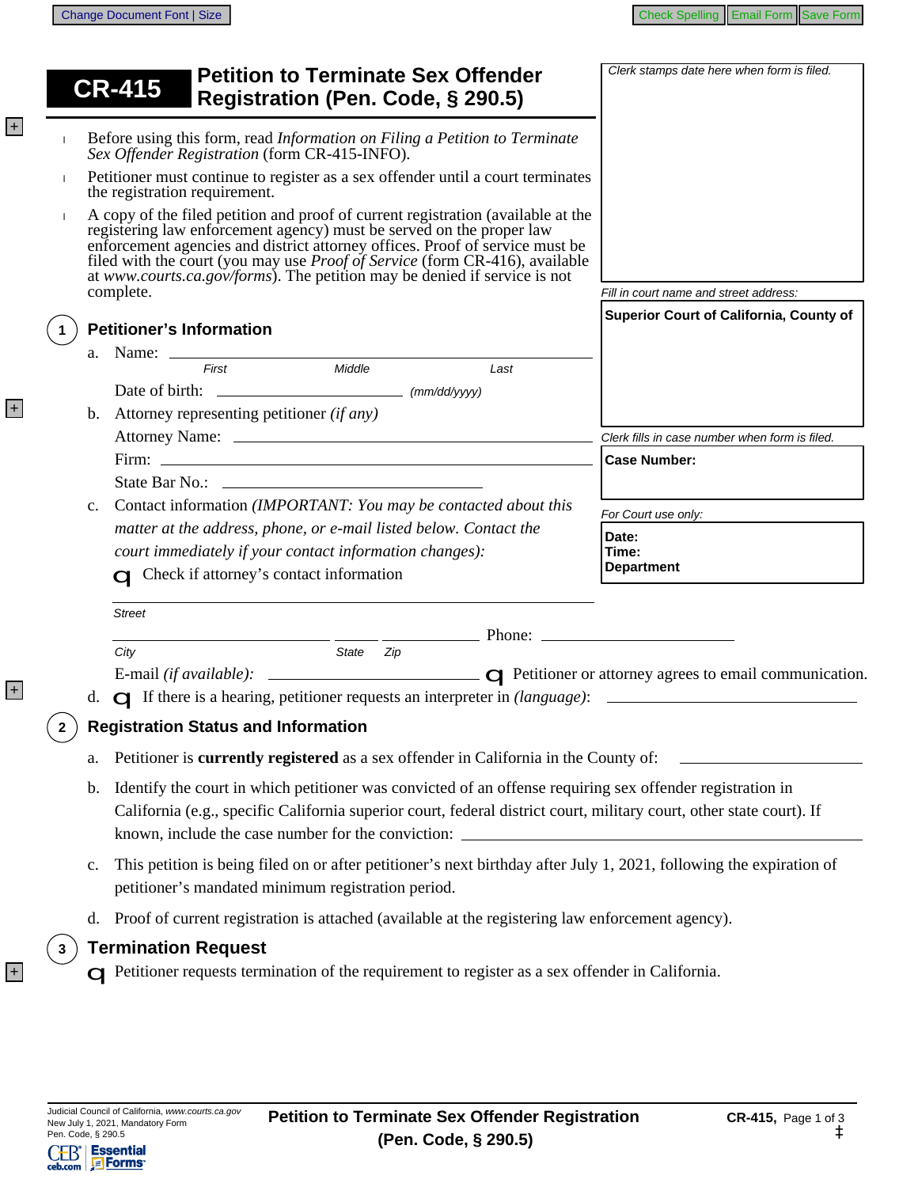# CR-415 Petition to Terminate Sex Offender Registration (Pen. Code, § 290.5)

*Clerk stamps date here when form is filed.*

*Fill in court name and street address:*

**Superior Court of California, County of**

*Clerk fills in case number when form is filed.*

**Case Number:**

*For Court use only:*

**Date:**
**Time:**
**Department**

- Before using this form, read *Information on Filing a Petition to Terminate Sex Offender Registration* (form CR-415-INFO).
- Petitioner must continue to register as a sex offender until a court terminates the registration requirement.
- A copy of the filed petition and proof of current registration (available at the registering law enforcement agency) must be served on the proper law enforcement agencies and district attorney offices. Proof of service must be filed with the court (you may use *Proof of Service* (form CR-416), available at *www.courts.ca.gov/forms*). The petition may be denied if service is not complete.

## 1 Petitioner's Information

a. Name: ______________________
   *First* *Middle* *Last*

   Date of birth: ______________ *(mm/dd/yyyy)*

b. Attorney representing petitioner *(if any)*

   Attorney Name: ______________________

   Firm: ______________________

   State Bar No.: ______________________

c. Contact information *(IMPORTANT: You may be contacted about this matter at the address, phone, or e-mail listed below. Contact the court immediately if your contact information changes):*

   ☐ Check if attorney's contact information

   ______________________
   *Street*

   ______________ ______ ______ Phone: ______________
   *City* *State* *Zip*

   E-mail *(if available):* ______________ ☐ Petitioner or attorney agrees to email communication.

d. ☐ If there is a hearing, petitioner requests an interpreter in *(language)*: ______________

## 2 Registration Status and Information

a. Petitioner is **currently registered** as a sex offender in California in the County of: ______________

b. Identify the court in which petitioner was convicted of an offense requiring sex offender registration in California (e.g., specific California superior court, federal district court, military court, other state court). If known, include the case number for the conviction: ______________

c. This petition is being filed on or after petitioner's next birthday after July 1, 2021, following the expiration of petitioner's mandated minimum registration period.

d. Proof of current registration is attached (available at the registering law enforcement agency).

## 3 Termination Request

☐ Petitioner requests termination of the requirement to register as a sex offender in California.

Judicial Council of California, *www.courts.ca.gov*
New July 1, 2021, Mandatory Form
Pen. Code, § 290.5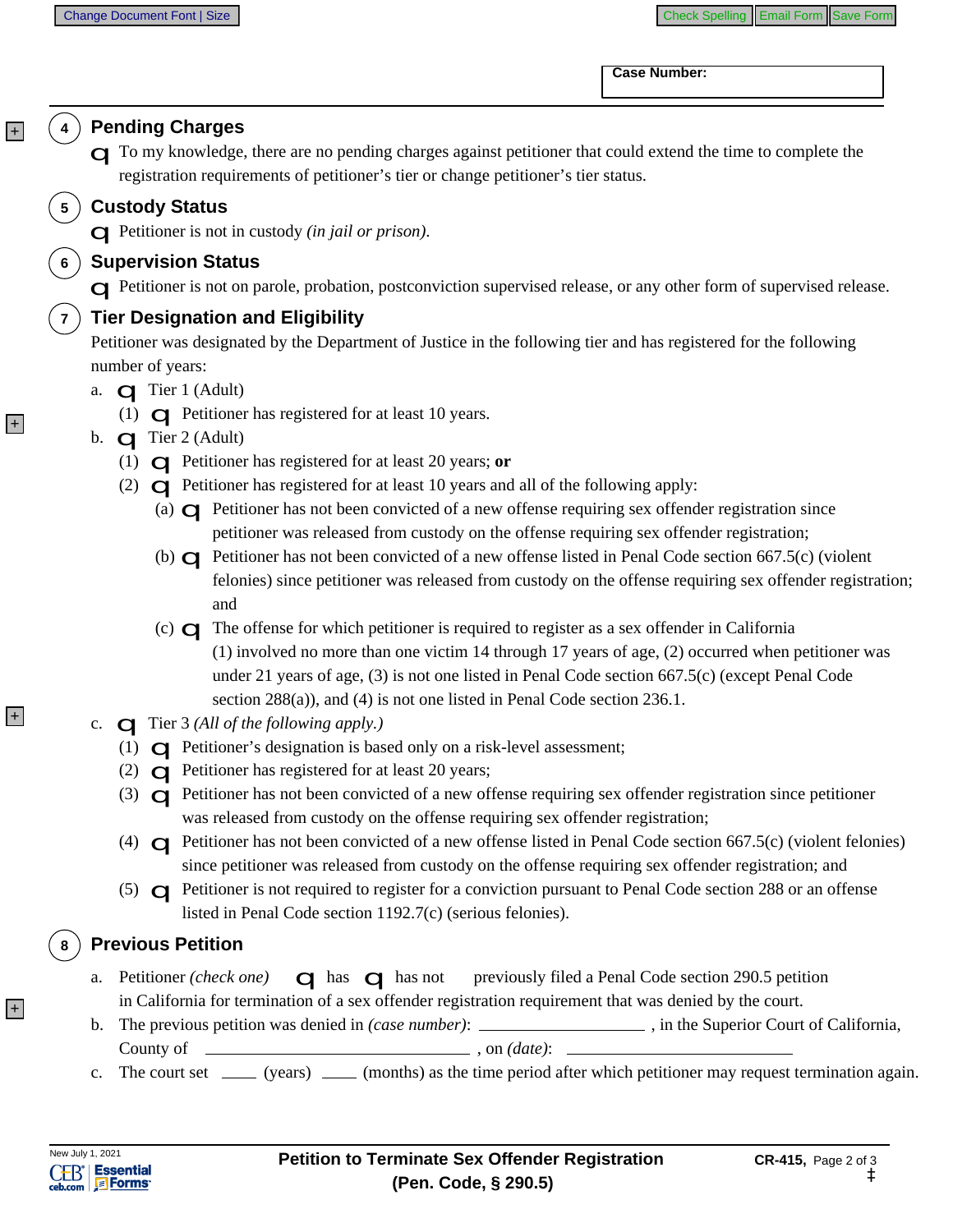Case Number:

## 4 Pending Charges

☐ To my knowledge, there are no pending charges against petitioner that could extend the time to complete the registration requirements of petitioner's tier or change petitioner's tier status.

## 5 Custody Status

☐ Petitioner is not in custody *(in jail or prison)*.

## 6 Supervision Status

☐ Petitioner is not on parole, probation, postconviction supervised release, or any other form of supervised release.

## 7 Tier Designation and Eligibility

Petitioner was designated by the Department of Justice in the following tier and has registered for the following number of years:

a. ☐ Tier 1 (Adult)
   - (1) ☐ Petitioner has registered for at least 10 years.

b. ☐ Tier 2 (Adult)
   - (1) ☐ Petitioner has registered for at least 20 years; **or**
   - (2) ☐ Petitioner has registered for at least 10 years and all of the following apply:
     - (a) ☐ Petitioner has not been convicted of a new offense requiring sex offender registration since petitioner was released from custody on the offense requiring sex offender registration;
     - (b) ☐ Petitioner has not been convicted of a new offense listed in Penal Code section 667.5(c) (violent felonies) since petitioner was released from custody on the offense requiring sex offender registration; and
     - (c) ☐ The offense for which petitioner is required to register as a sex offender in California (1) involved no more than one victim 14 through 17 years of age, (2) occurred when petitioner was under 21 years of age, (3) is not one listed in Penal Code section 667.5(c) (except Penal Code section 288(a)), and (4) is not one listed in Penal Code section 236.1.

c. ☐ Tier 3 *(All of the following apply.)*
   - (1) ☐ Petitioner's designation is based only on a risk-level assessment;
   - (2) ☐ Petitioner has registered for at least 20 years;
   - (3) ☐ Petitioner has not been convicted of a new offense requiring sex offender registration since petitioner was released from custody on the offense requiring sex offender registration;
   - (4) ☐ Petitioner has not been convicted of a new offense listed in Penal Code section 667.5(c) (violent felonies) since petitioner was released from custody on the offense requiring sex offender registration; and
   - (5) ☐ Petitioner is not required to register for a conviction pursuant to Penal Code section 288 or an offense listed in Penal Code section 1192.7(c) (serious felonies).

## 8 Previous Petition

a. Petitioner *(check one)* ☐ has ☐ has not previously filed a Penal Code section 290.5 petition in California for termination of a sex offender registration requirement that was denied by the court.

b. The previous petition was denied in *(case number)*: ____________________ , in the Superior Court of California, County of ______________________________ , on *(date)*: ____________________

c. The court set ____ (years) ____ (months) as the time period after which petitioner may request termination again.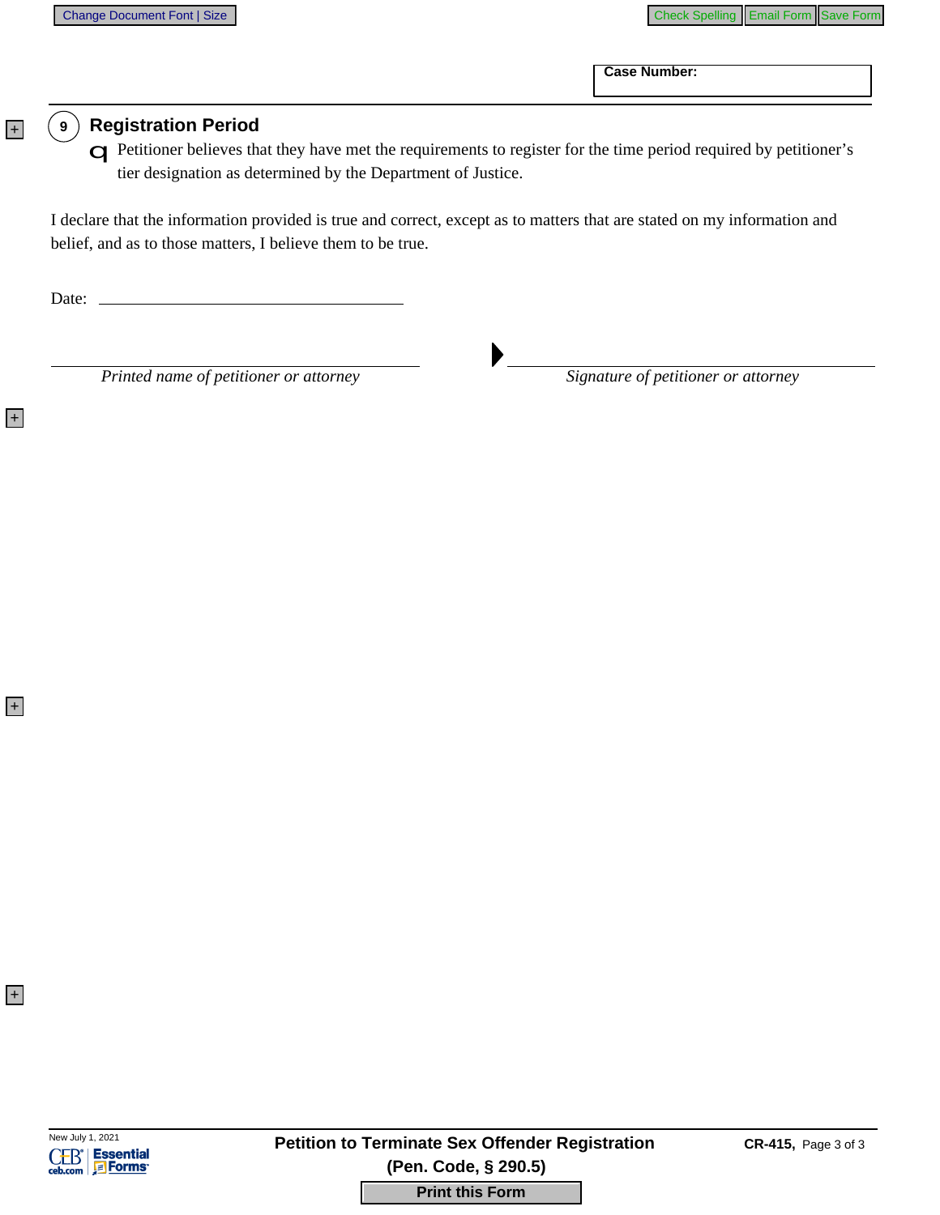**Case Number:**

## 9 Registration Period

☐ Petitioner believes that they have met the requirements to register for the time period required by petitioner's tier designation as determined by the Department of Justice.

I declare that the information provided is true and correct, except as to matters that are stated on my information and belief, and as to those matters, I believe them to be true.

Date: \_\_\_\_\_\_\_\_\_\_\_\_\_\_\_\_\_\_\_\_\_\_\_\_\_\_\_\_\_\_

\_\_\_\_\_\_\_\_\_\_\_\_\_\_\_\_\_\_\_\_\_\_\_\_\_\_\_\_\_\_
*Printed name of petitioner or attorney*

▶ \_\_\_\_\_\_\_\_\_\_\_\_\_\_\_\_\_\_\_\_\_\_\_\_\_\_\_\_\_\_
*Signature of petitioner or attorney*